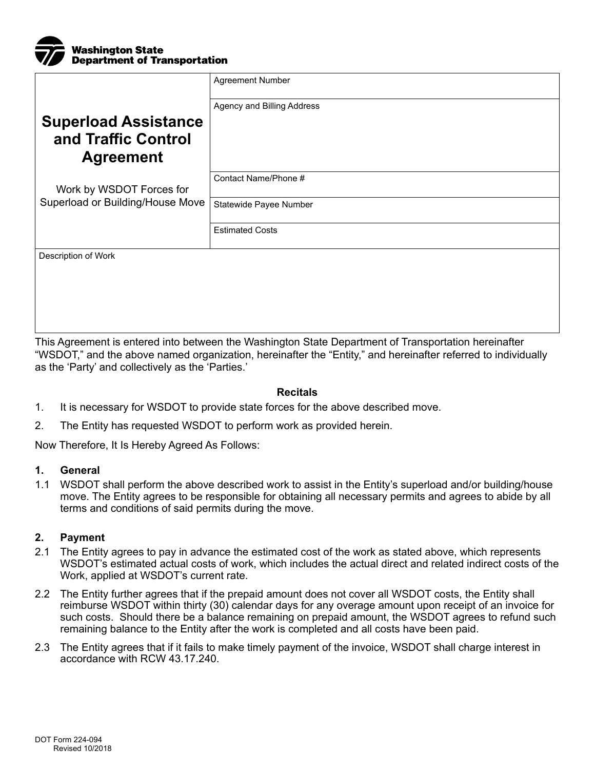**Washington State Department of Transportation**

| # Superload Assistance and Traffic Control Agreement<br><br>Work by WSDOT Forces for Superload or Building/House Move | Agreement Number |
|---|---|
| | Agency and Billing Address |
| | Contact Name/Phone # |
| | Statewide Payee Number |
| | Estimated Costs |

| Description of Work |
|---|
| |

This Agreement is entered into between the Washington State Department of Transportation hereinafter “WSDOT,” and the above named organization, hereinafter the “Entity,” and hereinafter referred to individually as the ‘Party’ and collectively as the ‘Parties.’

**Recitals**

1. It is necessary for WSDOT to provide state forces for the above described move.
2. The Entity has requested WSDOT to perform work as provided herein.

Now Therefore, It Is Hereby Agreed As Follows:

**1. General**

1.1 WSDOT shall perform the above described work to assist in the Entity’s superload and/or building/house move. The Entity agrees to be responsible for obtaining all necessary permits and agrees to abide by all terms and conditions of said permits during the move.

**2. Payment**

2.1 The Entity agrees to pay in advance the estimated cost of the work as stated above, which represents WSDOT’s estimated actual costs of work, which includes the actual direct and related indirect costs of the Work, applied at WSDOT’s current rate.

2.2 The Entity further agrees that if the prepaid amount does not cover all WSDOT costs, the Entity shall reimburse WSDOT within thirty (30) calendar days for any overage amount upon receipt of an invoice for such costs. Should there be a balance remaining on prepaid amount, the WSDOT agrees to refund such remaining balance to the Entity after the work is completed and all costs have been paid.

2.3 The Entity agrees that if it fails to make timely payment of the invoice, WSDOT shall charge interest in accordance with RCW 43.17.240.

DOT Form 224-094
Revised 10/2018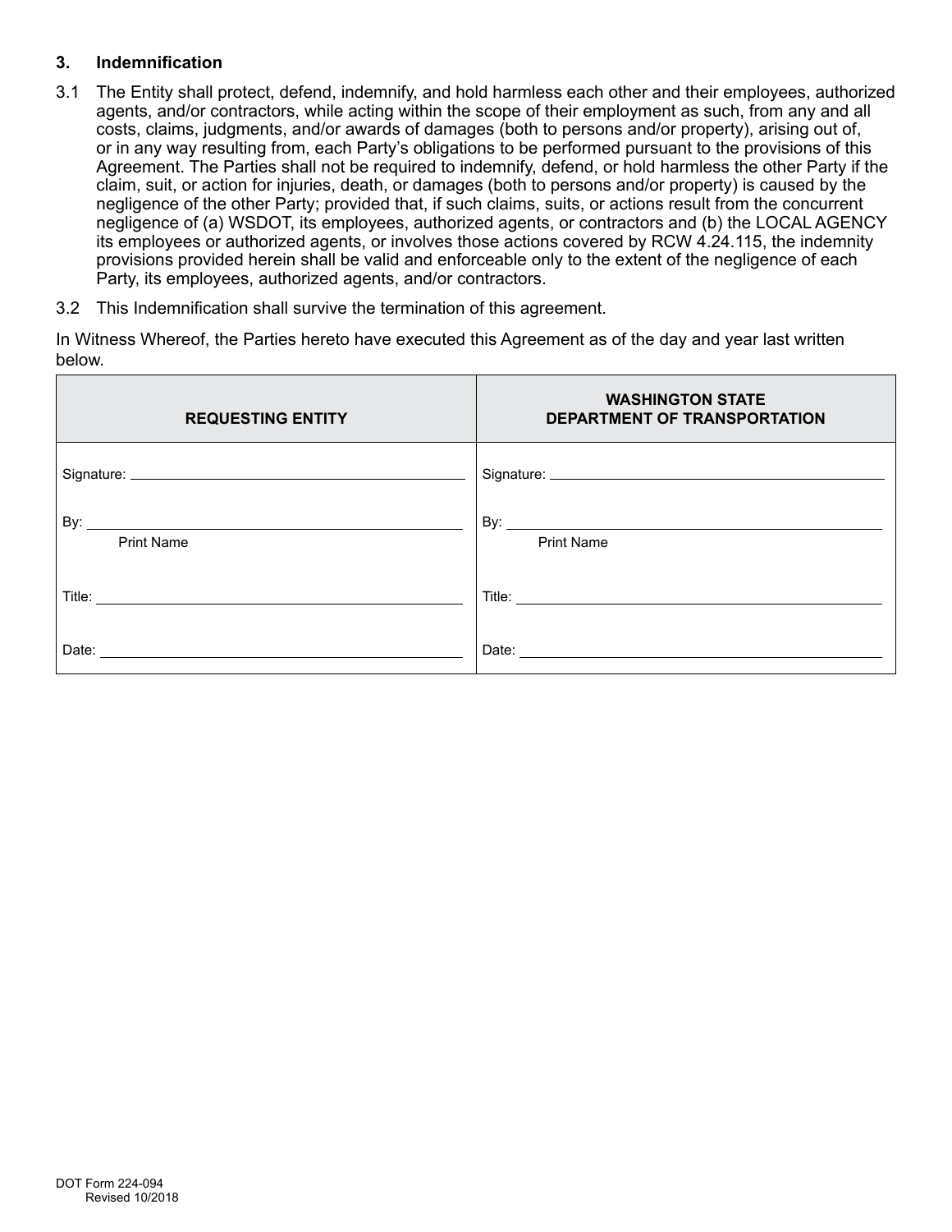### 3. Indemnification

3.1 The Entity shall protect, defend, indemnify, and hold harmless each other and their employees, authorized agents, and/or contractors, while acting within the scope of their employment as such, from any and all costs, claims, judgments, and/or awards of damages (both to persons and/or property), arising out of, or in any way resulting from, each Party's obligations to be performed pursuant to the provisions of this Agreement. The Parties shall not be required to indemnify, defend, or hold harmless the other Party if the claim, suit, or action for injuries, death, or damages (both to persons and/or property) is caused by the negligence of the other Party; provided that, if such claims, suits, or actions result from the concurrent negligence of (a) WSDOT, its employees, authorized agents, or contractors and (b) the LOCAL AGENCY its employees or authorized agents, or involves those actions covered by RCW 4.24.115, the indemnity provisions provided herein shall be valid and enforceable only to the extent of the negligence of each Party, its employees, authorized agents, and/or contractors.

3.2 This Indemnification shall survive the termination of this agreement.

In Witness Whereof, the Parties hereto have executed this Agreement as of the day and year last written below.

| REQUESTING ENTITY | WASHINGTON STATE DEPARTMENT OF TRANSPORTATION |
|---|---|
| Signature: | Signature: |
| By: <br> Print Name | By: <br> Print Name |
| Title: | Title: |
| Date: | Date: |

DOT Form 224-094
Revised 10/2018